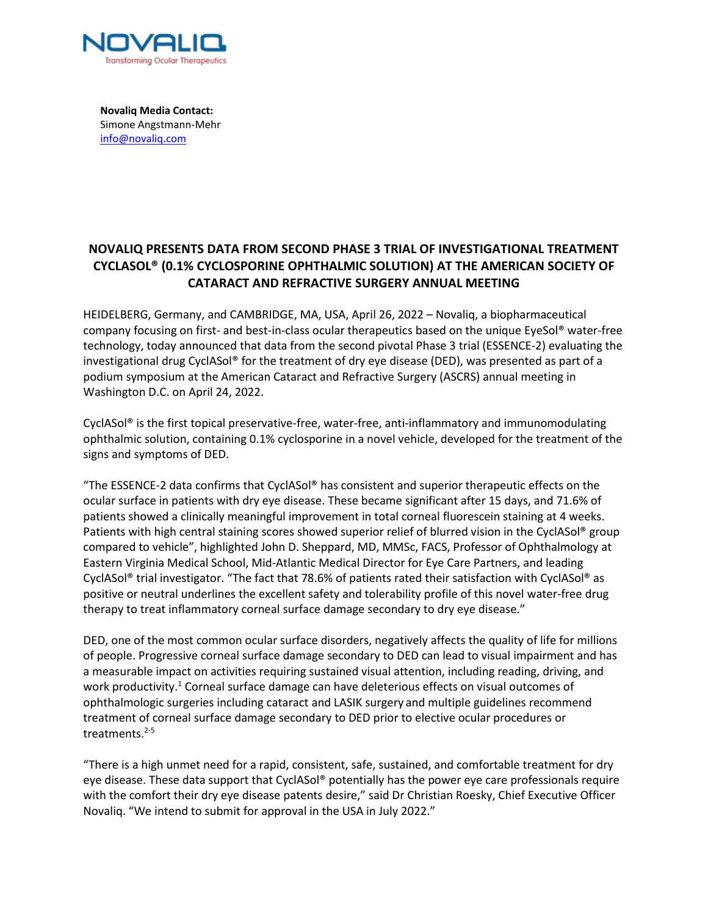NOVALIQ
Transforming Ocular Therapeutics

**Novaliq Media Contact:**
Simone Angstmann-Mehr
info@novaliq.com

# NOVALIQ PRESENTS DATA FROM SECOND PHASE 3 TRIAL OF INVESTIGATIONAL TREATMENT CYCLASOL® (0.1% CYCLOSPORINE OPHTHALMIC SOLUTION) AT THE AMERICAN SOCIETY OF CATARACT AND REFRACTIVE SURGERY ANNUAL MEETING

HEIDELBERG, Germany, and CAMBRIDGE, MA, USA, April 26, 2022 – Novaliq, a biopharmaceutical company focusing on first- and best-in-class ocular therapeutics based on the unique EyeSol® water-free technology, today announced that data from the second pivotal Phase 3 trial (ESSENCE-2) evaluating the investigational drug CyclASol® for the treatment of dry eye disease (DED), was presented as part of a podium symposium at the American Cataract and Refractive Surgery (ASCRS) annual meeting in Washington D.C. on April 24, 2022.

CyclASol® is the first topical preservative-free, water-free, anti-inflammatory and immunomodulating ophthalmic solution, containing 0.1% cyclosporine in a novel vehicle, developed for the treatment of the signs and symptoms of DED.

"The ESSENCE-2 data confirms that CyclASol® has consistent and superior therapeutic effects on the ocular surface in patients with dry eye disease. These became significant after 15 days, and 71.6% of patients showed a clinically meaningful improvement in total corneal fluorescein staining at 4 weeks. Patients with high central staining scores showed superior relief of blurred vision in the CyclASol® group compared to vehicle", highlighted John D. Sheppard, MD, MMSc, FACS, Professor of Ophthalmology at Eastern Virginia Medical School, Mid-Atlantic Medical Director for Eye Care Partners, and leading CyclASol® trial investigator. "The fact that 78.6% of patients rated their satisfaction with CyclASol® as positive or neutral underlines the excellent safety and tolerability profile of this novel water-free drug therapy to treat inflammatory corneal surface damage secondary to dry eye disease."

DED, one of the most common ocular surface disorders, negatively affects the quality of life for millions of people. Progressive corneal surface damage secondary to DED can lead to visual impairment and has a measurable impact on activities requiring sustained visual attention, including reading, driving, and work productivity.[1] Corneal surface damage can have deleterious effects on visual outcomes of ophthalmologic surgeries including cataract and LASIK surgery and multiple guidelines recommend treatment of corneal surface damage secondary to DED prior to elective ocular procedures or treatments.[2-5]

"There is a high unmet need for a rapid, consistent, safe, sustained, and comfortable treatment for dry eye disease. These data support that CyclASol® potentially has the power eye care professionals require with the comfort their dry eye disease patents desire," said Dr Christian Roesky, Chief Executive Officer Novaliq. "We intend to submit for approval in the USA in July 2022."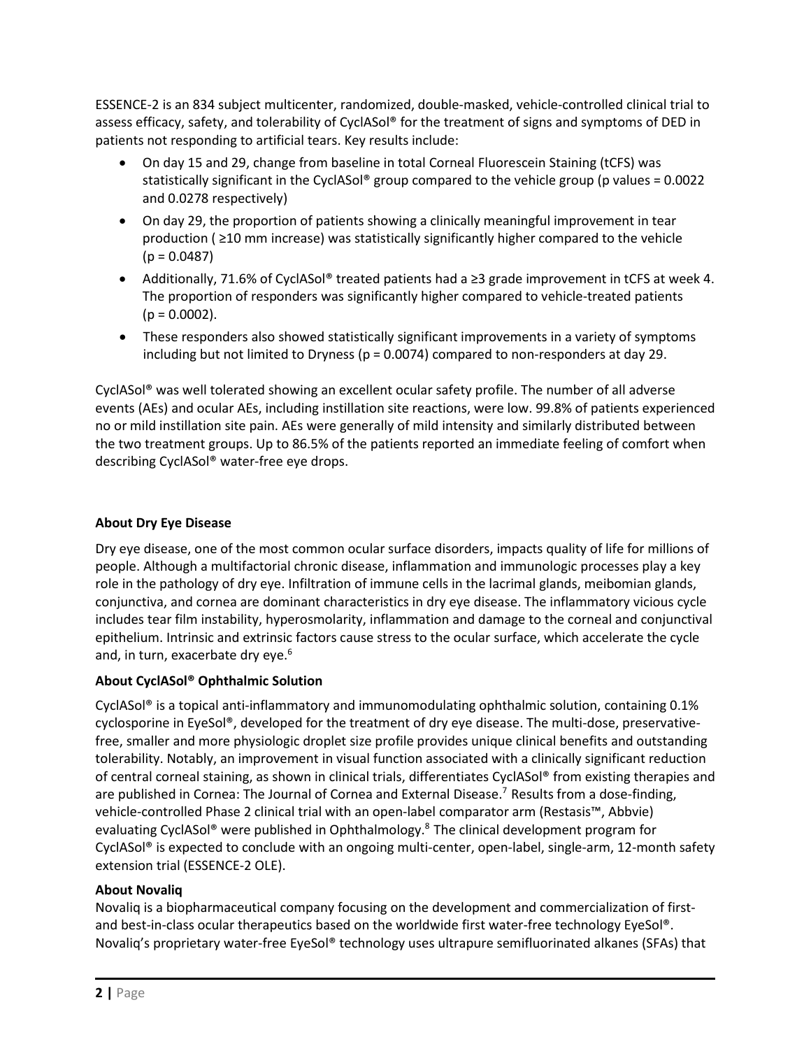ESSENCE-2 is an 834 subject multicenter, randomized, double-masked, vehicle-controlled clinical trial to assess efficacy, safety, and tolerability of CyclASol® for the treatment of signs and symptoms of DED in patients not responding to artificial tears. Key results include:

- On day 15 and 29, change from baseline in total Corneal Fluorescein Staining (tCFS) was statistically significant in the CyclASol® group compared to the vehicle group (p values = 0.0022 and 0.0278 respectively)
- On day 29, the proportion of patients showing a clinically meaningful improvement in tear production ( ≥10 mm increase) was statistically significantly higher compared to the vehicle (p = 0.0487)
- Additionally, 71.6% of CyclASol® treated patients had a ≥3 grade improvement in tCFS at week 4. The proportion of responders was significantly higher compared to vehicle-treated patients (p = 0.0002).
- These responders also showed statistically significant improvements in a variety of symptoms including but not limited to Dryness (p = 0.0074) compared to non-responders at day 29.

CyclASol® was well tolerated showing an excellent ocular safety profile. The number of all adverse events (AEs) and ocular AEs, including instillation site reactions, were low. 99.8% of patients experienced no or mild instillation site pain. AEs were generally of mild intensity and similarly distributed between the two treatment groups. Up to 86.5% of the patients reported an immediate feeling of comfort when describing CyclASol® water-free eye drops.

**About Dry Eye Disease**

Dry eye disease, one of the most common ocular surface disorders, impacts quality of life for millions of people. Although a multifactorial chronic disease, inflammation and immunologic processes play a key role in the pathology of dry eye. Infiltration of immune cells in the lacrimal glands, meibomian glands, conjunctiva, and cornea are dominant characteristics in dry eye disease. The inflammatory vicious cycle includes tear film instability, hyperosmolarity, inflammation and damage to the corneal and conjunctival epithelium. Intrinsic and extrinsic factors cause stress to the ocular surface, which accelerate the cycle and, in turn, exacerbate dry eye.[6]

**About CyclASol® Ophthalmic Solution**

CyclASol® is a topical anti-inflammatory and immunomodulating ophthalmic solution, containing 0.1% cyclosporine in EyeSol®, developed for the treatment of dry eye disease. The multi-dose, preservative-free, smaller and more physiologic droplet size profile provides unique clinical benefits and outstanding tolerability. Notably, an improvement in visual function associated with a clinically significant reduction of central corneal staining, as shown in clinical trials, differentiates CyclASol® from existing therapies and are published in Cornea: The Journal of Cornea and External Disease.[7] Results from a dose-finding, vehicle-controlled Phase 2 clinical trial with an open-label comparator arm (Restasis™, Abbvie) evaluating CyclASol® were published in Ophthalmology.[8] The clinical development program for CyclASol® is expected to conclude with an ongoing multi-center, open-label, single-arm, 12-month safety extension trial (ESSENCE-2 OLE).

**About Novaliq**

Novaliq is a biopharmaceutical company focusing on the development and commercialization of first- and best-in-class ocular therapeutics based on the worldwide first water-free technology EyeSol®. Novaliq's proprietary water-free EyeSol® technology uses ultrapure semifluorinated alkanes (SFAs) that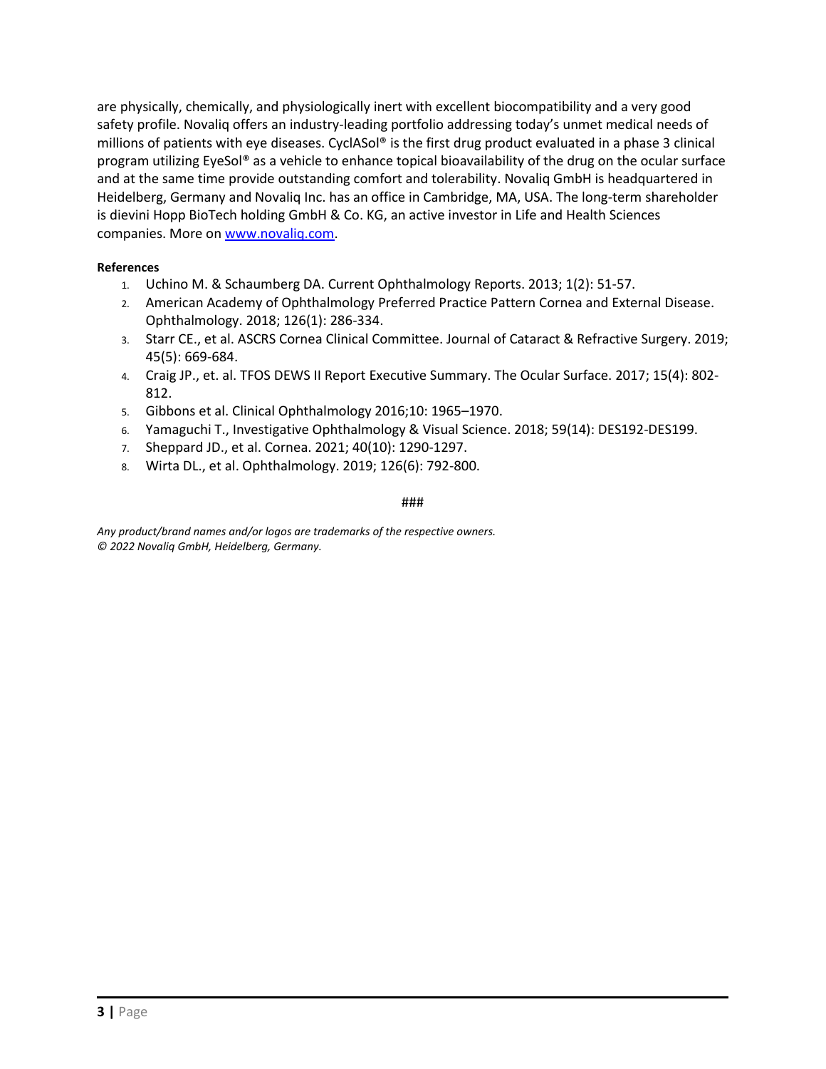are physically, chemically, and physiologically inert with excellent biocompatibility and a very good safety profile. Novaliq offers an industry-leading portfolio addressing today's unmet medical needs of millions of patients with eye diseases. CyclASol® is the first drug product evaluated in a phase 3 clinical program utilizing EyeSol® as a vehicle to enhance topical bioavailability of the drug on the ocular surface and at the same time provide outstanding comfort and tolerability. Novaliq GmbH is headquartered in Heidelberg, Germany and Novaliq Inc. has an office in Cambridge, MA, USA. The long-term shareholder is dievini Hopp BioTech holding GmbH & Co. KG, an active investor in Life and Health Sciences companies. More on [www.novaliq.com](http://www.novaliq.com).

**References**

1. Uchino M. & Schaumberg DA. Current Ophthalmology Reports. 2013; 1(2): 51-57.
2. American Academy of Ophthalmology Preferred Practice Pattern Cornea and External Disease. Ophthalmology. 2018; 126(1): 286-334.
3. Starr CE., et al. ASCRS Cornea Clinical Committee. Journal of Cataract & Refractive Surgery. 2019; 45(5): 669-684.
4. Craig JP., et. al. TFOS DEWS II Report Executive Summary. The Ocular Surface. 2017; 15(4): 802-812.
5. Gibbons et al. Clinical Ophthalmology 2016;10: 1965–1970.
6. Yamaguchi T., Investigative Ophthalmology & Visual Science. 2018; 59(14): DES192-DES199.
7. Sheppard JD., et al. Cornea. 2021; 40(10): 1290-1297.
8. Wirta DL., et al. Ophthalmology. 2019; 126(6): 792-800.

###

*Any product/brand names and/or logos are trademarks of the respective owners.*
*© 2022 Novaliq GmbH, Heidelberg, Germany.*